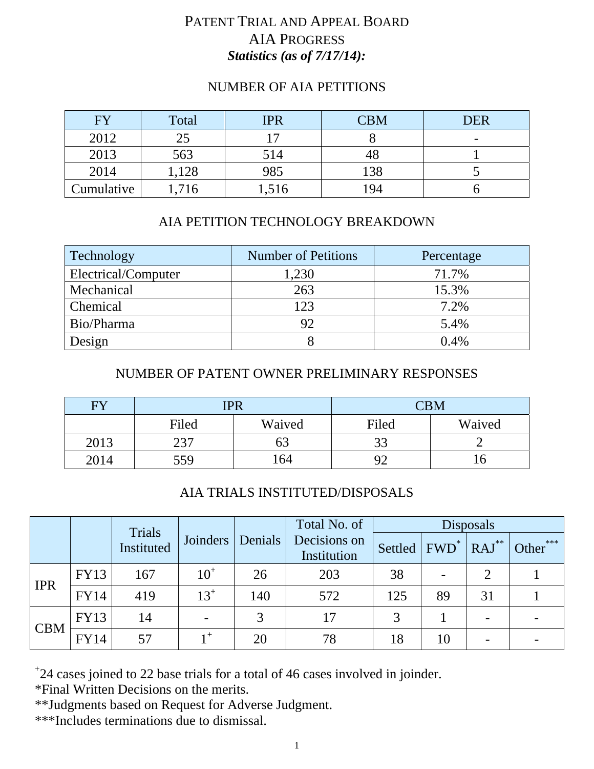# Patent Trial and Appeal Board

## AIA Progress

***Statistics (as of 7/17/14):***

### NUMBER OF AIA PETITIONS

| FY | Total | IPR | CBM | DER |
|---|---|---|---|---|
| 2012 | 25 | 17 | 8 | - |
| 2013 | 563 | 514 | 48 | 1 |
| 2014 | 1,128 | 985 | 138 | 5 |
| Cumulative | 1,716 | 1,516 | 194 | 6 |

### AIA PETITION TECHNOLOGY BREAKDOWN

| Technology | Number of Petitions | Percentage |
|---|---|---|
| Electrical/Computer | 1,230 | 71.7% |
| Mechanical | 263 | 15.3% |
| Chemical | 123 | 7.2% |
| Bio/Pharma | 92 | 5.4% |
| Design | 8 | 0.4% |

### NUMBER OF PATENT OWNER PRELIMINARY RESPONSES

| FY | IPR | | CBM | |
|---|---|---|---|---|
| | Filed | Waived | Filed | Waived |
| 2013 | 237 | 63 | 33 | 2 |
| 2014 | 559 | 164 | 92 | 16 |

### AIA TRIALS INSTITUTED/DISPOSALS

| | | Trials Instituted | Joinders | Denials | Total No. of Decisions on Institution | Disposals | | | |
|---|---|---|---|---|---|---|---|---|---|
| | | | | | | Settled | FWD* | RAJ** | Other*** |
| IPR | FY13 | 167 | 10+ | 26 | 203 | 38 | - | 2 | 1 |
| | FY14 | 419 | 13+ | 140 | 572 | 125 | 89 | 31 | 1 |
| CBM | FY13 | 14 | - | 3 | 17 | 3 | 1 | - | - |
| | FY14 | 57 | 1+ | 20 | 78 | 18 | 10 | - | - |

+24 cases joined to 22 base trials for a total of 46 cases involved in joinder.

*Final Written Decisions on the merits.

**Judgments based on Request for Adverse Judgment.

***Includes terminations due to dismissal.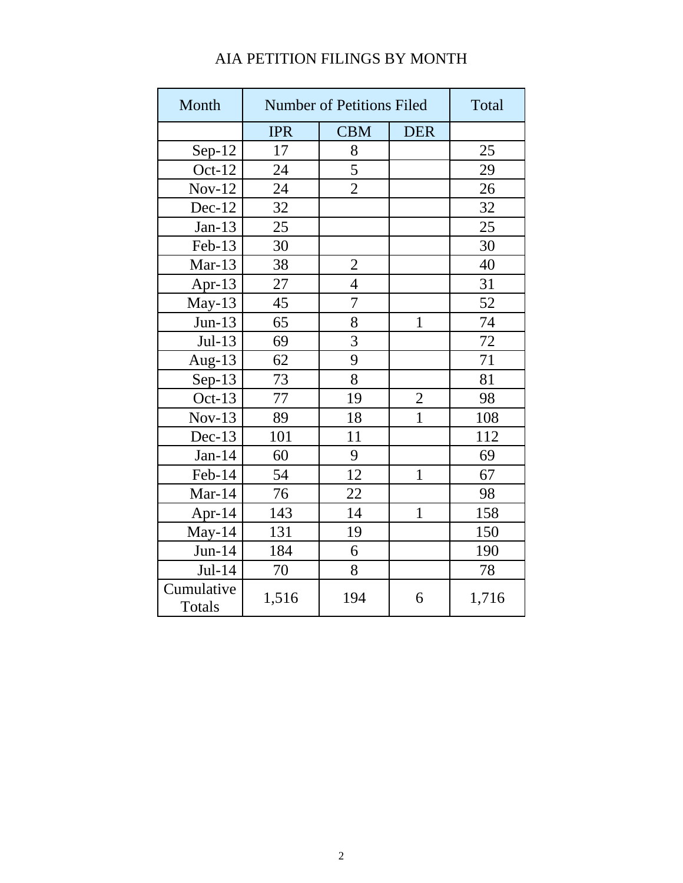# AIA PETITION FILINGS BY MONTH

| Month | Number of Petitions Filed | | | Total |
|---|---|---|---|---|
| | IPR | CBM | DER | |
| Sep-12 | 17 | 8 | | 25 |
| Oct-12 | 24 | 5 | | 29 |
| Nov-12 | 24 | 2 | | 26 |
| Dec-12 | 32 | | | 32 |
| Jan-13 | 25 | | | 25 |
| Feb-13 | 30 | | | 30 |
| Mar-13 | 38 | 2 | | 40 |
| Apr-13 | 27 | 4 | | 31 |
| May-13 | 45 | 7 | | 52 |
| Jun-13 | 65 | 8 | 1 | 74 |
| Jul-13 | 69 | 3 | | 72 |
| Aug-13 | 62 | 9 | | 71 |
| Sep-13 | 73 | 8 | | 81 |
| Oct-13 | 77 | 19 | 2 | 98 |
| Nov-13 | 89 | 18 | 1 | 108 |
| Dec-13 | 101 | 11 | | 112 |
| Jan-14 | 60 | 9 | | 69 |
| Feb-14 | 54 | 12 | 1 | 67 |
| Mar-14 | 76 | 22 | | 98 |
| Apr-14 | 143 | 14 | 1 | 158 |
| May-14 | 131 | 19 | | 150 |
| Jun-14 | 184 | 6 | | 190 |
| Jul-14 | 70 | 8 | | 78 |
| Cumulative Totals | 1,516 | 194 | 6 | 1,716 |